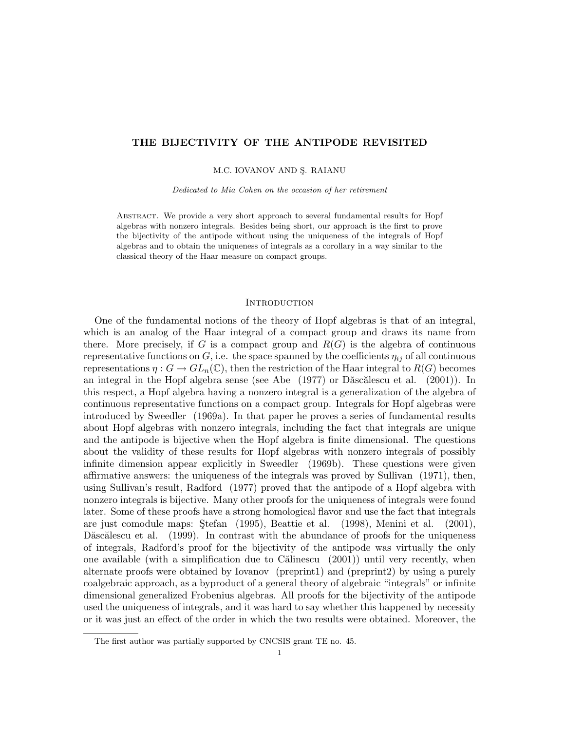# THE BIJECTIVITY OF THE ANTIPODE REVISITED

M.C. IOVANOV AND Ş. RAIANU

*Dedicated to Mia Cohen on the occasion of her retirement*

Abstract. We provide a very short approach to several fundamental results for Hopf algebras with nonzero integrals. Besides being short, our approach is the first to prove the bijectivity of the antipode without using the uniqueness of the integrals of Hopf algebras and to obtain the uniqueness of integrals as a corollary in a way similar to the classical theory of the Haar measure on compact groups.

## Introduction

One of the fundamental notions of the theory of Hopf algebras is that of an integral, which is an analog of the Haar integral of a compact group and draws its name from there. More precisely, if $G$ is a compact group and $R(G)$ is the algebra of continuous representative functions on $G$, i.e. the space spanned by the coefficients $\eta_{ij}$ of all continuous representations $\eta : G \to GL_n(\mathbb{C})$, then the restriction of the Haar integral to $R(G)$ becomes an integral in the Hopf algebra sense (see Abe (1977) or Dăscălescu et al. (2001)). In this respect, a Hopf algebra having a nonzero integral is a generalization of the algebra of continuous representative functions on a compact group. Integrals for Hopf algebras were introduced by Sweedler (1969a). In that paper he proves a series of fundamental results about Hopf algebras with nonzero integrals, including the fact that integrals are unique and the antipode is bijective when the Hopf algebra is finite dimensional. The questions about the validity of these results for Hopf algebras with nonzero integrals of possibly infinite dimension appear explicitly in Sweedler (1969b). These questions were given affirmative answers: the uniqueness of the integrals was proved by Sullivan (1971), then, using Sullivan's result, Radford (1977) proved that the antipode of a Hopf algebra with nonzero integrals is bijective. Many other proofs for the uniqueness of integrals were found later. Some of these proofs have a strong homological flavor and use the fact that integrals are just comodule maps: Ştefan (1995), Beattie et al. (1998), Menini et al. (2001), Dăscălescu et al. (1999). In contrast with the abundance of proofs for the uniqueness of integrals, Radford's proof for the bijectivity of the antipode was virtually the only one available (with a simplification due to Călinescu (2001)) until very recently, when alternate proofs were obtained by Iovanov (preprint1) and (preprint2) by using a purely coalgebraic approach, as a byproduct of a general theory of algebraic "integrals" or infinite dimensional generalized Frobenius algebras. All proofs for the bijectivity of the antipode used the uniqueness of integrals, and it was hard to say whether this happened by necessity or it was just an effect of the order in which the two results were obtained. Moreover, the

The first author was partially supported by CNCSIS grant TE no. 45.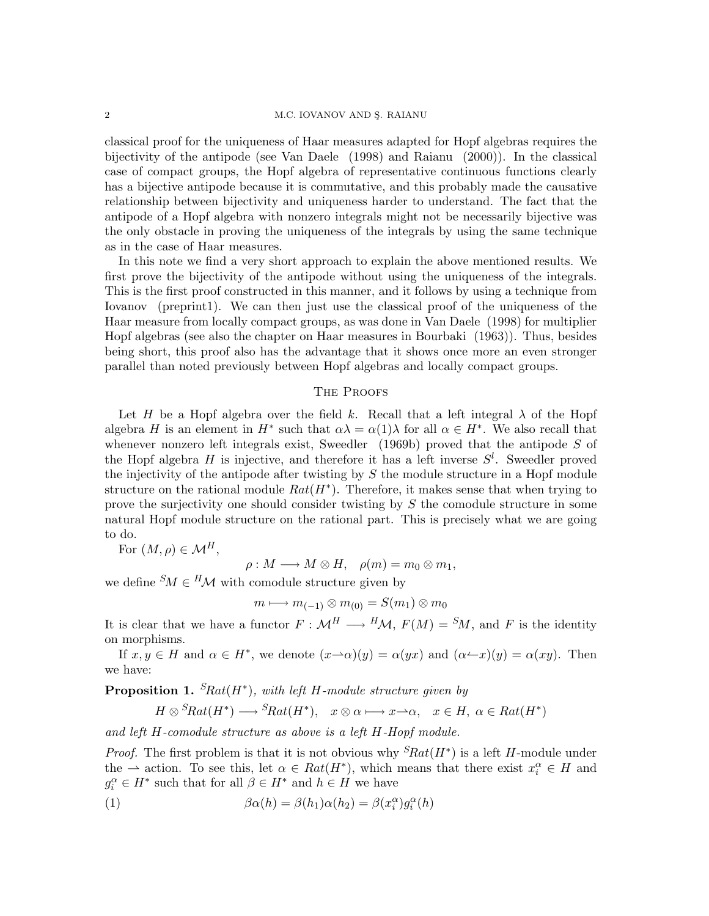classical proof for the uniqueness of Haar measures adapted for Hopf algebras requires the bijectivity of the antipode (see Van Daele (1998) and Raianu (2000)). In the classical case of compact groups, the Hopf algebra of representative continuous functions clearly has a bijective antipode because it is commutative, and this probably made the causative relationship between bijectivity and uniqueness harder to understand. The fact that the antipode of a Hopf algebra with nonzero integrals might not be necessarily bijective was the only obstacle in proving the uniqueness of the integrals by using the same technique as in the case of Haar measures.

In this note we find a very short approach to explain the above mentioned results. We first prove the bijectivity of the antipode without using the uniqueness of the integrals. This is the first proof constructed in this manner, and it follows by using a technique from Iovanov (preprint1). We can then just use the classical proof of the uniqueness of the Haar measure from locally compact groups, as was done in Van Daele (1998) for multiplier Hopf algebras (see also the chapter on Haar measures in Bourbaki (1963)). Thus, besides being short, this proof also has the advantage that it shows once more an even stronger parallel than noted previously between Hopf algebras and locally compact groups.

## The Proofs

Let $H$ be a Hopf algebra over the field $k$. Recall that a left integral $\lambda$ of the Hopf algebra $H$ is an element in $H^*$ such that $\alpha\lambda = \alpha(1)\lambda$ for all $\alpha \in H^*$. We also recall that whenever nonzero left integrals exist, Sweedler (1969b) proved that the antipode $S$ of the Hopf algebra $H$ is injective, and therefore it has a left inverse $S^l$. Sweedler proved the injectivity of the antipode after twisting by $S$ the module structure in a Hopf module structure on the rational module $Rat(H^*)$. Therefore, it makes sense that when trying to prove the surjectivity one should consider twisting by $S$ the comodule structure in some natural Hopf module structure on the rational part. This is precisely what we are going to do.

For $(M, \rho) \in \mathcal{M}^H$,

$$\rho : M \longrightarrow M \otimes H, \quad \rho(m) = m_0 \otimes m_1,$$

we define ${}^S M \in {}^H\mathcal{M}$ with comodule structure given by

$$m \longmapsto m_{(-1)} \otimes m_{(0)} = S(m_1) \otimes m_0$$

It is clear that we have a functor $F : \mathcal{M}^H \longrightarrow {}^H\mathcal{M}$, $F(M) = {}^S M$, and $F$ is the identity on morphisms.

If $x, y \in H$ and $\alpha \in H^*$, we denote $(x \rightharpoonup \alpha)(y) = \alpha(yx)$ and $(\alpha \leftharpoonup x)(y) = \alpha(xy)$. Then we have:

**Proposition 1.** *${}^S Rat(H^*)$, with left $H$-module structure given by*

$$H \otimes {}^S Rat(H^*) \longrightarrow {}^S Rat(H^*), \quad x \otimes \alpha \longmapsto x \rightharpoonup \alpha, \quad x \in H, \ \alpha \in Rat(H^*)$$

*and left $H$-comodule structure as above is a left $H$-Hopf module.*

*Proof.* The first problem is that it is not obvious why ${}^S Rat(H^*)$ is a left $H$-module under the $\rightharpoonup$ action. To see this, let $\alpha \in Rat(H^*)$, which means that there exist $x_i^\alpha \in H$ and $g_i^\alpha \in H^*$ such that for all $\beta \in H^*$ and $h \in H$ we have

$$\beta\alpha(h) = \beta(h_1)\alpha(h_2) = \beta(x_i^\alpha)g_i^\alpha(h) \tag{1}$$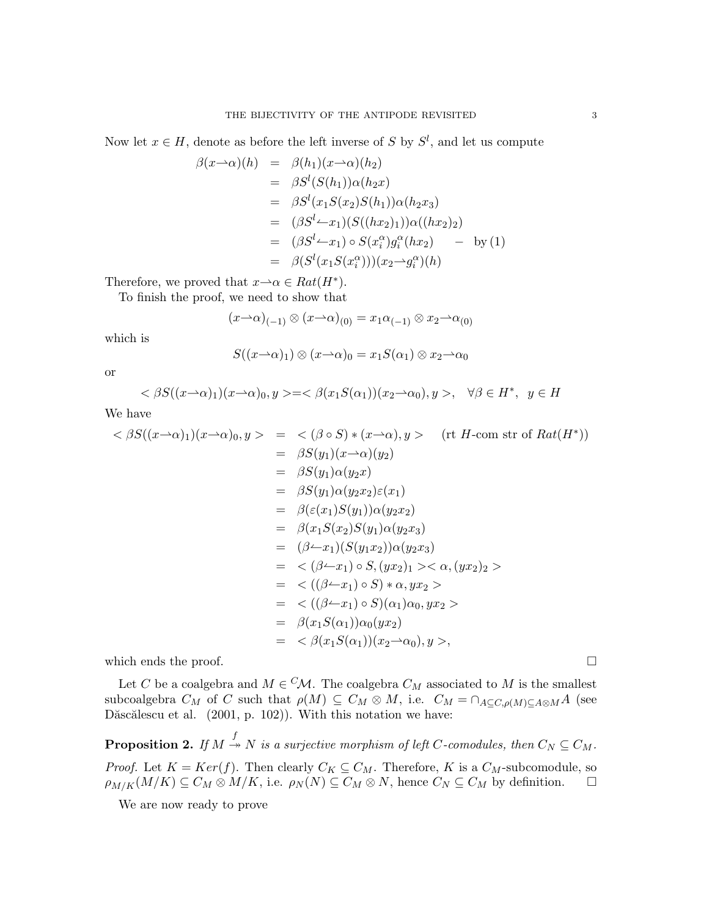Now let $x \in H$, denote as before the left inverse of $S$ by $S^l$, and let us compute

$$
\begin{aligned}
\beta(x \rightharpoonup \alpha)(h) &= \beta(h_1)(x \rightharpoonup \alpha)(h_2) \\
&= \beta S^l(S(h_1))\alpha(h_2 x) \\
&= \beta S^l(x_1 S(x_2) S(h_1))\alpha(h_2 x_3) \\
&= (\beta S^l \leftharpoonup x_1)(S((hx_2)_1))\alpha((hx_2)_2) \\
&= (\beta S^l \leftharpoonup x_1) \circ S(x_i^\alpha) g_i^\alpha(hx_2) \quad - \text{ by (1)} \\
&= \beta(S^l(x_1 S(x_i^\alpha)))(x_2 \rightharpoonup g_i^\alpha)(h)
\end{aligned}
$$

Therefore, we proved that $x \rightharpoonup \alpha \in Rat(H^*)$.

To finish the proof, we need to show that

$$
(x \rightharpoonup \alpha)_{(-1)} \otimes (x \rightharpoonup \alpha)_{(0)} = x_1 \alpha_{(-1)} \otimes x_2 \rightharpoonup \alpha_{(0)}
$$

which is

$$
S((x \rightharpoonup \alpha)_1) \otimes (x \rightharpoonup \alpha)_0 = x_1 S(\alpha_1) \otimes x_2 \rightharpoonup \alpha_0
$$

or

$$
< \beta S((x \rightharpoonup \alpha)_1)(x \rightharpoonup \alpha)_0, y > = < \beta(x_1 S(\alpha_1))(x_2 \rightharpoonup \alpha_0), y >, \quad \forall \beta \in H^*, \;\; y \in H
$$

We have

$$
\begin{aligned}
< \beta S((x \rightharpoonup \alpha)_1)(x \rightharpoonup \alpha)_0, y > &= < (\beta \circ S) * (x \rightharpoonup \alpha), y > \quad (\text{rt } H\text{-com str of } Rat(H^*)) \\
&= \beta S(y_1)(x \rightharpoonup \alpha)(y_2) \\
&= \beta S(y_1)\alpha(y_2 x) \\
&= \beta S(y_1)\alpha(y_2 x_2)\varepsilon(x_1) \\
&= \beta(\varepsilon(x_1) S(y_1))\alpha(y_2 x_2) \\
&= \beta(x_1 S(x_2) S(y_1))\alpha(y_2 x_3) \\
&= (\beta \leftharpoonup x_1)(S(y_1 x_2))\alpha(y_2 x_3) \\
&= < (\beta \leftharpoonup x_1) \circ S, (yx_2)_1 >< \alpha, (yx_2)_2 > \\
&= < ((\beta \leftharpoonup x_1) \circ S) * \alpha, yx_2 > \\
&= < ((\beta \leftharpoonup x_1) \circ S)(\alpha_1)\alpha_0, yx_2 > \\
&= \beta(x_1 S(\alpha_1))\alpha_0(yx_2) \\
&= < \beta(x_1 S(\alpha_1))(x_2 \rightharpoonup \alpha_0), y >,
\end{aligned}
$$

which ends the proof. □

Let $C$ be a coalgebra and $M \in {}^C\mathcal{M}$. The coalgebra $C_M$ associated to $M$ is the smallest subcoalgebra $C_M$ of $C$ such that $\rho(M) \subseteq C_M \otimes M$, i.e. $C_M = \cap_{A \subseteq C, \rho(M) \subseteq A \otimes M} A$ (see Dăscălescu et al. (2001, p. 102)). With this notation we have:

**Proposition 2.** *If $M \overset{f}{\twoheadrightarrow} N$ is a surjective morphism of left $C$-comodules, then $C_N \subseteq C_M$.*

*Proof.* Let $K = Ker(f)$. Then clearly $C_K \subseteq C_M$. Therefore, $K$ is a $C_M$-subcomodule, so $\rho_{M/K}(M/K) \subseteq C_M \otimes M/K$, i.e. $\rho_N(N) \subseteq C_M \otimes N$, hence $C_N \subseteq C_M$ by definition. □

We are now ready to prove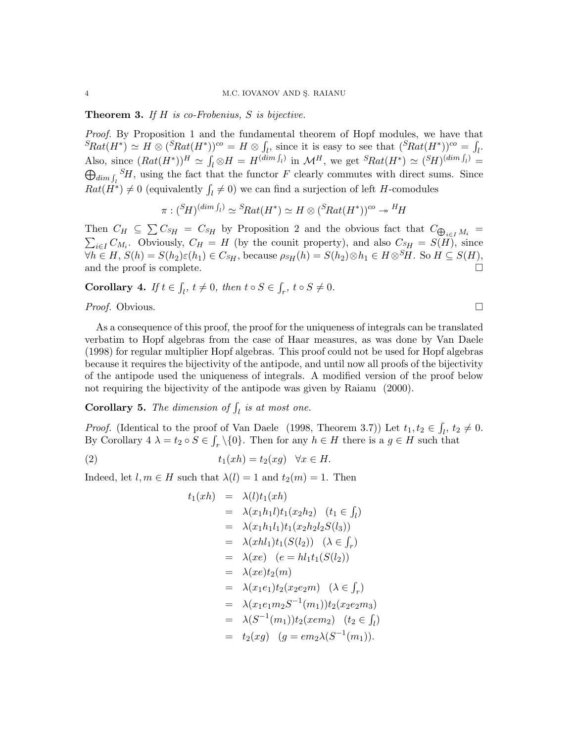**Theorem 3.** *If $H$ is co-Frobenius, $S$ is bijective.*

*Proof.* By Proposition 1 and the fundamental theorem of Hopf modules, we have that ${}^{S}Rat(H^*) \simeq H \otimes ({}^{S}Rat(H^*))^{co} = H \otimes \int_l$, since it is easy to see that $({}^{S}Rat(H^*))^{co} = \int_l$. Also, since $(Rat(H^*))^H \simeq \int_l \otimes H = H^{(dim \int_l)}$ in $\mathcal{M}^H$, we get ${}^{S}Rat(H^*) \simeq ({}^{S}H)^{(dim \int_l)} = \bigoplus_{dim \int_l} {}^{S}H$, using the fact that the functor $F$ clearly commutes with direct sums. Since $Rat(H^*) \neq 0$ (equivalently $\int_l \neq 0$) we can find a surjection of left $H$-comodules

$$\pi : ({}^{S}H)^{(dim \int_l)} \simeq {}^{S}Rat(H^*) \simeq H \otimes ({}^{S}Rat(H^*))^{co} \twoheadrightarrow {}^{H}H$$

Then $C_H \subseteq \sum C_{{}^{S}H} = C_{{}^{S}H}$ by Proposition 2 and the obvious fact that $C_{\bigoplus_{i \in I} M_i} = \sum_{i \in I} C_{M_i}$. Obviously, $C_H = H$ (by the counit property), and also $C_{{}^{S}H} = S(H)$, since $\forall h \in H$, $S(h) = S(h_2)\varepsilon(h_1) \in C_{{}^{S}H}$, because $\rho_{{}^{S}H}(h) = S(h_2) \otimes h_1 \in H \otimes {}^{S}H$. So $H \subseteq S(H)$, and the proof is complete. $\square$

**Corollary 4.** *If $t \in \int_l$, $t \neq 0$, then $t \circ S \in \int_r$, $t \circ S \neq 0$.*

*Proof.* Obvious. $\square$

As a consequence of this proof, the proof for the uniqueness of integrals can be translated verbatim to Hopf algebras from the case of Haar measures, as was done by Van Daele (1998) for regular multiplier Hopf algebras. This proof could not be used for Hopf algebras because it requires the bijectivity of the antipode, and until now all proofs of the bijectivity of the antipode used the uniqueness of integrals. A modified version of the proof below not requiring the bijectivity of the antipode was given by Raianu (2000).

**Corollary 5.** *The dimension of $\int_l$ is at most one.*

*Proof.* (Identical to the proof of Van Daele (1998, Theorem 3.7)) Let $t_1, t_2 \in \int_l$, $t_2 \neq 0$. By Corollary 4 $\lambda = t_2 \circ S \in \int_r \setminus \{0\}$. Then for any $h \in H$ there is a $g \in H$ such that

$$t_1(xh) = t_2(xg) \quad \forall x \in H. \tag{2}$$

Indeed, let $l, m \in H$ such that $\lambda(l) = 1$ and $t_2(m) = 1$. Then

$$\begin{aligned}
t_1(xh) &= \lambda(l)t_1(xh) \\
&= \lambda(x_1h_1l)t_1(x_2h_2) \quad (t_1 \in \textstyle\int_l) \\
&= \lambda(x_1h_1l_1)t_1(x_2h_2l_2S(l_3)) \\
&= \lambda(xhl_1)t_1(S(l_2)) \quad (\lambda \in \textstyle\int_r) \\
&= \lambda(xe) \quad (e = hl_1t_1(S(l_2)) \\
&= \lambda(xe)t_2(m) \\
&= \lambda(x_1e_1)t_2(x_2e_2m) \quad (\lambda \in \textstyle\int_r) \\
&= \lambda(x_1e_1m_2S^{-1}(m_1))t_2(x_2e_2m_3) \\
&= \lambda(S^{-1}(m_1))t_2(xem_2) \quad (t_2 \in \textstyle\int_l) \\
&= t_2(xg) \quad (g = em_2\lambda(S^{-1}(m_1)).
\end{aligned}$$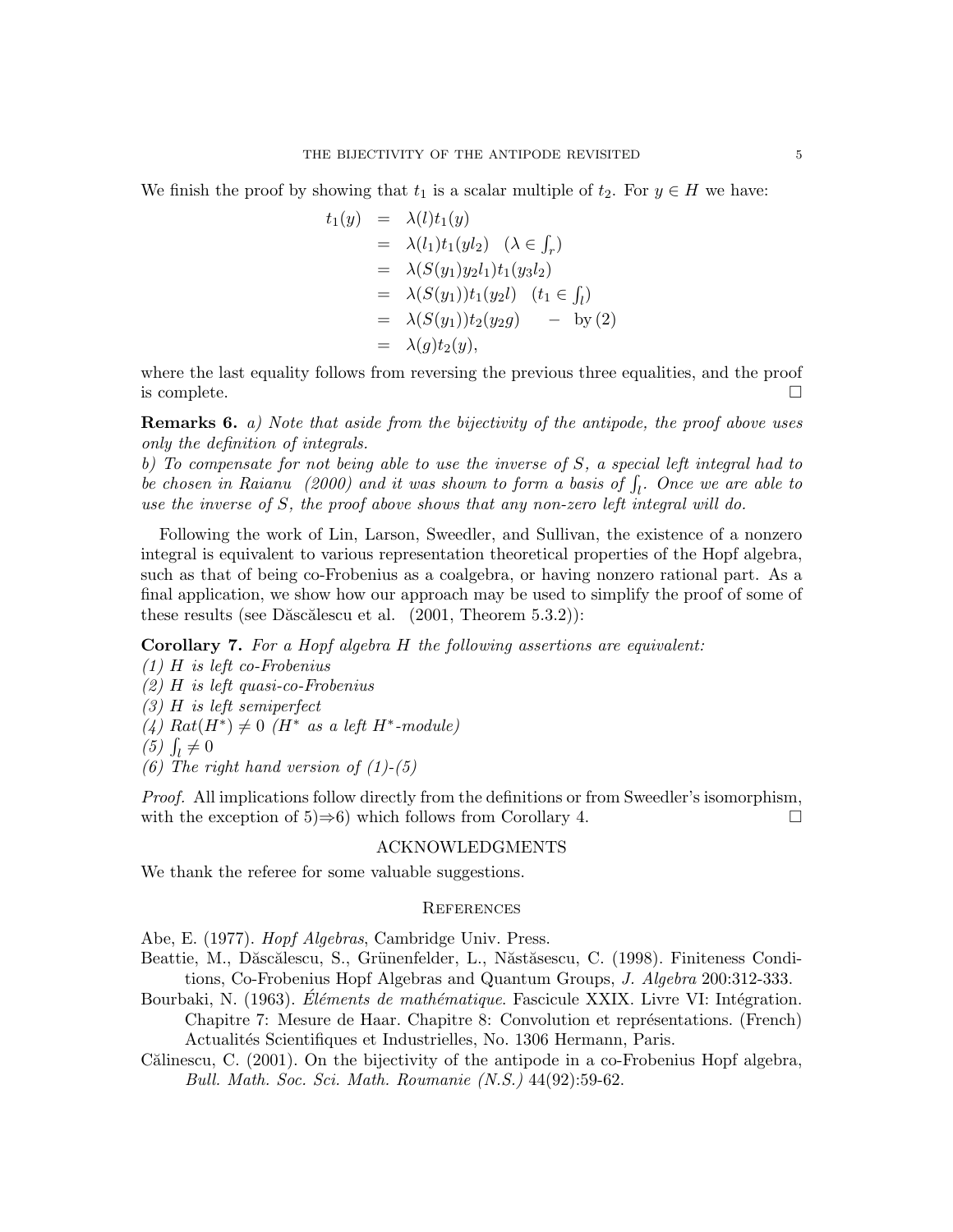We finish the proof by showing that $t_1$ is a scalar multiple of $t_2$. For $y \in H$ we have:

$$
\begin{aligned}
t_1(y) &= \lambda(l)t_1(y) \\
&= \lambda(l_1)t_1(yl_2) \quad (\lambda \in \textstyle\int_r) \\
&= \lambda(S(y_1)y_2l_1)t_1(y_3l_2) \\
&= \lambda(S(y_1))t_1(y_2l) \quad (t_1 \in \textstyle\int_l) \\
&= \lambda(S(y_1))t_2(y_2g) \qquad - \text{ by } (2) \\
&= \lambda(g)t_2(y),
\end{aligned}
$$

where the last equality follows from reversing the previous three equalities, and the proof is complete. □

**Remarks 6.** *a) Note that aside from the bijectivity of the antipode, the proof above uses only the definition of integrals.*
*b) To compensate for not being able to use the inverse of $S$, a special left integral had to be chosen in Raianu (2000) and it was shown to form a basis of $\int_l$. Once we are able to use the inverse of $S$, the proof above shows that any non-zero left integral will do.*

Following the work of Lin, Larson, Sweedler, and Sullivan, the existence of a nonzero integral is equivalent to various representation theoretical properties of the Hopf algebra, such as that of being co-Frobenius as a coalgebra, or having nonzero rational part. As a final application, we show how our approach may be used to simplify the proof of some of these results (see Dăscălescu et al. (2001, Theorem 5.3.2)):

**Corollary 7.** *For a Hopf algebra $H$ the following assertions are equivalent:*
*(1) $H$ is left co-Frobenius*
*(2) $H$ is left quasi-co-Frobenius*
*(3) $H$ is left semiperfect*
*(4) $Rat(H^*) \neq 0$ ($H^*$ as a left $H^*$-module)*
*(5) $\int_l \neq 0$*
*(6) The right hand version of (1)-(5)*

*Proof.* All implications follow directly from the definitions or from Sweedler's isomorphism, with the exception of 5)⇒6) which follows from Corollary 4. □

## ACKNOWLEDGMENTS

We thank the referee for some valuable suggestions.

## REFERENCES

Abe, E. (1977). *Hopf Algebras*, Cambridge Univ. Press.

Beattie, M., Dăscălescu, S., Grünenfelder, L., Năstăsescu, C. (1998). Finiteness Conditions, Co-Frobenius Hopf Algebras and Quantum Groups, *J. Algebra* 200:312-333.

Bourbaki, N. (1963). *Éléments de mathématique*. Fascicule XXIX. Livre VI: Intégration. Chapitre 7: Mesure de Haar. Chapitre 8: Convolution et représentations. (French) Actualités Scientifiques et Industrielles, No. 1306 Hermann, Paris.

Călinescu, C. (2001). On the bijectivity of the antipode in a co-Frobenius Hopf algebra, *Bull. Math. Soc. Sci. Math. Roumanie (N.S.)* 44(92):59-62.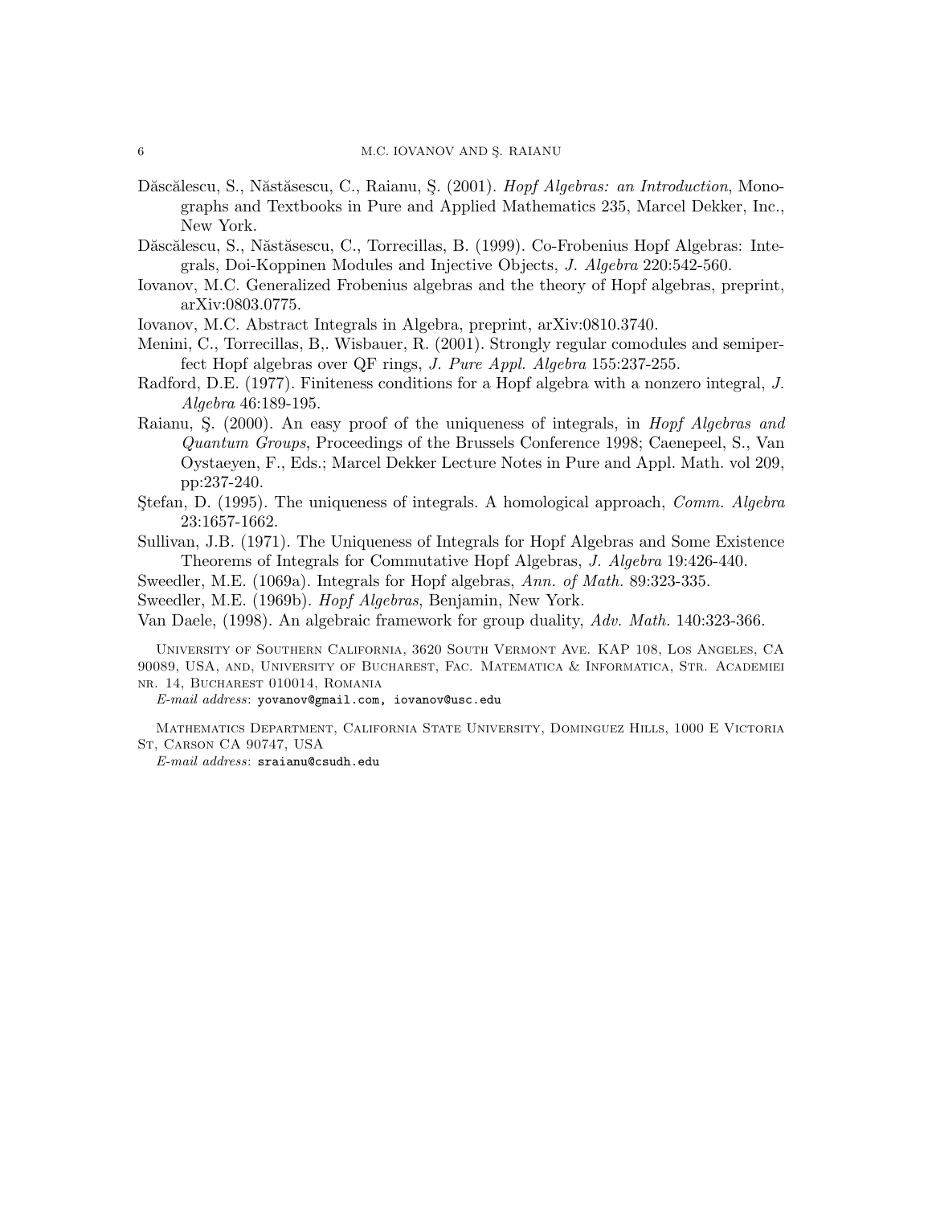Dăscălescu, S., Năstăsescu, C., Raianu, Ş. (2001). *Hopf Algebras: an Introduction*, Monographs and Textbooks in Pure and Applied Mathematics 235, Marcel Dekker, Inc., New York.

Dăscălescu, S., Năstăsescu, C., Torrecillas, B. (1999). Co-Frobenius Hopf Algebras: Integrals, Doi-Koppinen Modules and Injective Objects, *J. Algebra* 220:542-560.

Iovanov, M.C. Generalized Frobenius algebras and the theory of Hopf algebras, preprint, arXiv:0803.0775.

Iovanov, M.C. Abstract Integrals in Algebra, preprint, arXiv:0810.3740.

Menini, C., Torrecillas, B,. Wisbauer, R. (2001). Strongly regular comodules and semiperfect Hopf algebras over QF rings, *J. Pure Appl. Algebra* 155:237-255.

Radford, D.E. (1977). Finiteness conditions for a Hopf algebra with a nonzero integral, *J. Algebra* 46:189-195.

Raianu, Ş. (2000). An easy proof of the uniqueness of integrals, in *Hopf Algebras and Quantum Groups*, Proceedings of the Brussels Conference 1998; Caenepeel, S., Van Oystaeyen, F., Eds.; Marcel Dekker Lecture Notes in Pure and Appl. Math. vol 209, pp:237-240.

Ştefan, D. (1995). The uniqueness of integrals. A homological approach, *Comm. Algebra* 23:1657-1662.

Sullivan, J.B. (1971). The Uniqueness of Integrals for Hopf Algebras and Some Existence Theorems of Integrals for Commutative Hopf Algebras, *J. Algebra* 19:426-440.

Sweedler, M.E. (1069a). Integrals for Hopf algebras, *Ann. of Math.* 89:323-335.

Sweedler, M.E. (1969b). *Hopf Algebras*, Benjamin, New York.

Van Daele, (1998). An algebraic framework for group duality, *Adv. Math.* 140:323-366.

University of Southern California, 3620 South Vermont Ave. KAP 108, Los Angeles, CA 90089, USA, and, University of Bucharest, Fac. Matematica & Informatica, Str. Academiei nr. 14, Bucharest 010014, Romania

*E-mail address*: yovanov@gmail.com, iovanov@usc.edu

Mathematics Department, California State University, Dominguez Hills, 1000 E Victoria St, Carson CA 90747, USA

*E-mail address*: sraianu@csudh.edu